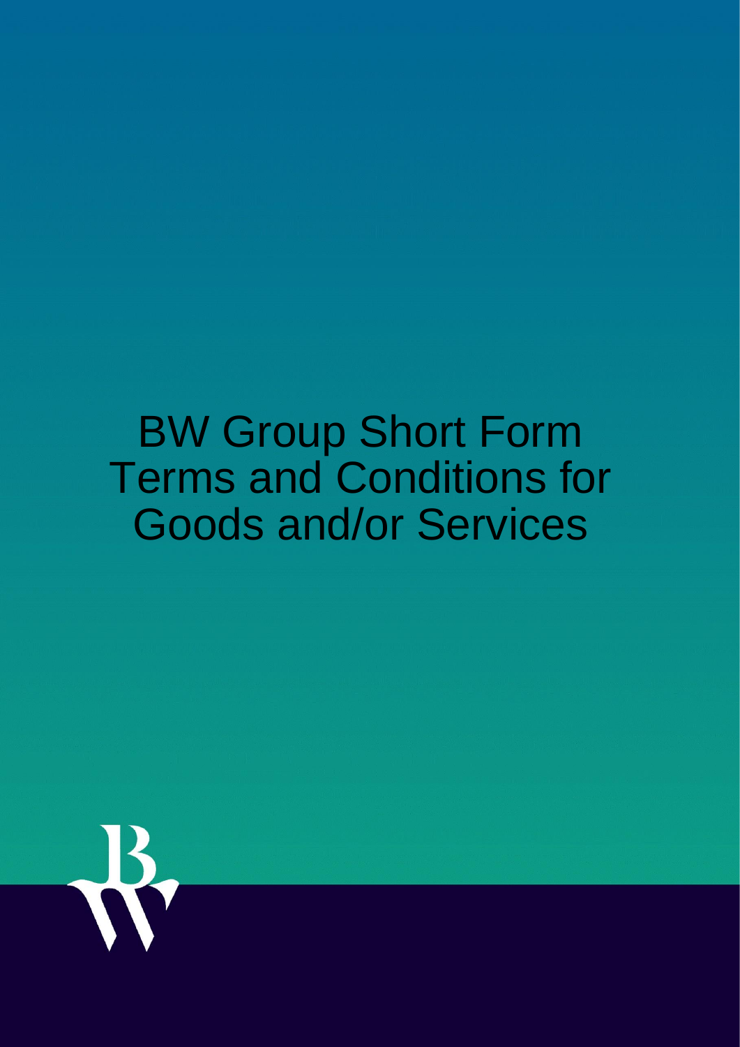# BW Group Short Form Terms and Conditions for Goods and/or Services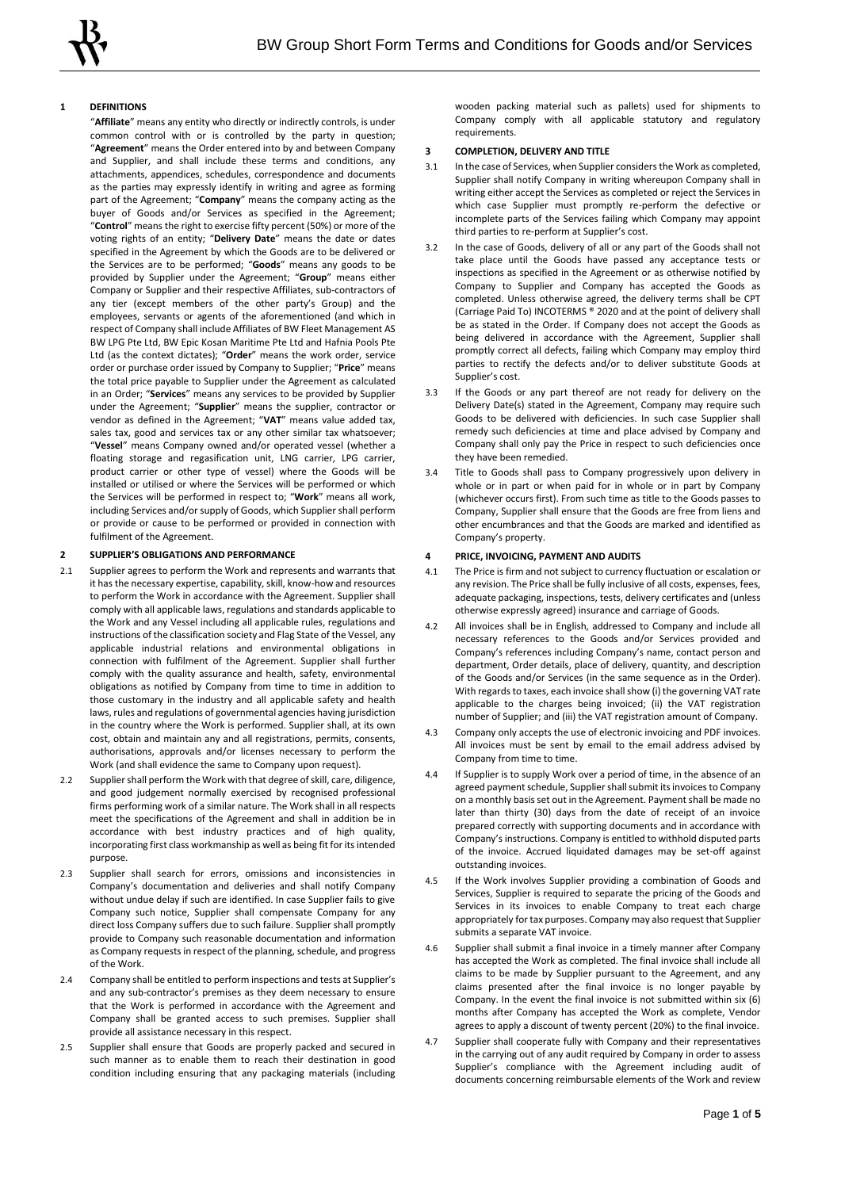## 1 DEFINITIONS

"**Affiliate**" means any entity who directly or indirectly controls, is under common control with or is controlled by the party in question; "**Agreement**" means the Order entered into by and between Company and Supplier, and shall include these terms and conditions, any attachments, appendices, schedules, correspondence and documents as the parties may expressly identify in writing and agree as forming part of the Agreement; "**Company**" means the company acting as the buyer of Goods and/or Services as specified in the Agreement; "**Control**" means the right to exercise fifty percent (50%) or more of the voting rights of an entity; "**Delivery Date**" means the date or dates specified in the Agreement by which the Goods are to be delivered or the Services are to be performed; "**Goods**" means any goods to be provided by Supplier under the Agreement; "**Group**" means either Company or Supplier and their respective Affiliates, sub-contractors of any tier (except members of the other party's Group) and the employees, servants or agents of the aforementioned (and which in respect of Company shall include Affiliates of BW Fleet Management AS BW LPG Pte Ltd, BW Epic Kosan Maritime Pte Ltd and Hafnia Pools Pte Ltd (as the context dictates); "**Order**" means the work order, service order or purchase order issued by Company to Supplier; "**Price**" means the total price payable to Supplier under the Agreement as calculated in an Order; "**Services**" means any services to be provided by Supplier under the Agreement; "**Supplier**" means the supplier, contractor or vendor as defined in the Agreement; "**VAT**" means value added tax, sales tax, good and services tax or any other similar tax whatsoever; "**Vessel**" means Company owned and/or operated vessel (whether a floating storage and regasification unit, LNG carrier, LPG carrier, product carrier or other type of vessel) where the Goods will be installed or utilised or where the Services will be performed or which the Services will be performed in respect to; "**Work**" means all work, including Services and/or supply of Goods, which Supplier shall perform or provide or cause to be performed or provided in connection with fulfilment of the Agreement.

## 2 SUPPLIER'S OBLIGATIONS AND PERFORMANCE

2.1 Supplier agrees to perform the Work and represents and warrants that it has the necessary expertise, capability, skill, know-how and resources to perform the Work in accordance with the Agreement. Supplier shall comply with all applicable laws, regulations and standards applicable to the Work and any Vessel including all applicable rules, regulations and instructions of the classification society and Flag State of the Vessel, any applicable industrial relations and environmental obligations in connection with fulfilment of the Agreement. Supplier shall further comply with the quality assurance and health, safety, environmental obligations as notified by Company from time to time in addition to those customary in the industry and all applicable safety and health laws, rules and regulations of governmental agencies having jurisdiction in the country where the Work is performed. Supplier shall, at its own cost, obtain and maintain any and all registrations, permits, consents, authorisations, approvals and/or licenses necessary to perform the Work (and shall evidence the same to Company upon request).

2.2 Supplier shall perform the Work with that degree of skill, care, diligence, and good judgement normally exercised by recognised professional firms performing work of a similar nature. The Work shall in all respects meet the specifications of the Agreement and shall in addition be in accordance with best industry practices and of high quality, incorporating first class workmanship as well as being fit for its intended purpose.

2.3 Supplier shall search for errors, omissions and inconsistencies in Company's documentation and deliveries and shall notify Company without undue delay if such are identified. In case Supplier fails to give Company such notice, Supplier shall compensate Company for any direct loss Company suffers due to such failure. Supplier shall promptly provide to Company such reasonable documentation and information as Company requests in respect of the planning, schedule, and progress of the Work.

2.4 Company shall be entitled to perform inspections and tests at Supplier's and any sub-contractor's premises as they deem necessary to ensure that the Work is performed in accordance with the Agreement and Company shall be granted access to such premises. Supplier shall provide all assistance necessary in this respect.

2.5 Supplier shall ensure that Goods are properly packed and secured in such manner as to enable them to reach their destination in good condition including ensuring that any packaging materials (including wooden packing material such as pallets) used for shipments to Company comply with all applicable statutory and regulatory requirements.

## 3 COMPLETION, DELIVERY AND TITLE

3.1 In the case of Services, when Supplier considers the Work as completed, Supplier shall notify Company in writing whereupon Company shall in writing either accept the Services as completed or reject the Services in which case Supplier must promptly re-perform the defective or incomplete parts of the Services failing which Company may appoint third parties to re-perform at Supplier's cost.

3.2 In the case of Goods, delivery of all or any part of the Goods shall not take place until the Goods have passed any acceptance tests or inspections as specified in the Agreement or as otherwise notified by Company to Supplier and Company has accepted the Goods as completed. Unless otherwise agreed, the delivery terms shall be CPT (Carriage Paid To) INCOTERMS ® 2020 and at the point of delivery shall be as stated in the Order. If Company does not accept the Goods as being delivered in accordance with the Agreement, Supplier shall promptly correct all defects, failing which Company may employ third parties to rectify the defects and/or to deliver substitute Goods at Supplier's cost.

3.3 If the Goods or any part thereof are not ready for delivery on the Delivery Date(s) stated in the Agreement, Company may require such Goods to be delivered with deficiencies. In such case Supplier shall remedy such deficiencies at time and place advised by Company and Company shall only pay the Price in respect to such deficiencies once they have been remedied.

3.4 Title to Goods shall pass to Company progressively upon delivery in whole or in part or when paid for in whole or in part by Company (whichever occurs first). From such time as title to the Goods passes to Company, Supplier shall ensure that the Goods are free from liens and other encumbrances and that the Goods are marked and identified as Company's property.

## 4 PRICE, INVOICING, PAYMENT AND AUDITS

4.1 The Price is firm and not subject to currency fluctuation or escalation or any revision. The Price shall be fully inclusive of all costs, expenses, fees, adequate packaging, inspections, tests, delivery certificates and (unless otherwise expressly agreed) insurance and carriage of Goods.

4.2 All invoices shall be in English, addressed to Company and include all necessary references to the Goods and/or Services provided and Company's references including Company's name, contact person and department, Order details, place of delivery, quantity, and description of the Goods and/or Services (in the same sequence as in the Order). With regards to taxes, each invoice shall show (i) the governing VAT rate applicable to the charges being invoiced; (ii) the VAT registration number of Supplier; and (iii) the VAT registration amount of Company.

4.3 Company only accepts the use of electronic invoicing and PDF invoices. All invoices must be sent by email to the email address advised by Company from time to time.

4.4 If Supplier is to supply Work over a period of time, in the absence of an agreed payment schedule, Supplier shall submit its invoices to Company on a monthly basis set out in the Agreement. Payment shall be made no later than thirty (30) days from the date of receipt of an invoice prepared correctly with supporting documents and in accordance with Company's instructions. Company is entitled to withhold disputed parts of the invoice. Accrued liquidated damages may be set-off against outstanding invoices.

4.5 If the Work involves Supplier providing a combination of Goods and Services, Supplier is required to separate the pricing of the Goods and Services in its invoices to enable Company to treat each charge appropriately for tax purposes. Company may also request that Supplier submits a separate VAT invoice.

4.6 Supplier shall submit a final invoice in a timely manner after Company has accepted the Work as completed. The final invoice shall include all claims to be made by Supplier pursuant to the Agreement, and any claims presented after the final invoice is no longer payable by Company. In the event the final invoice is not submitted within six (6) months after Company has accepted the Work as complete, Vendor agrees to apply a discount of twenty percent (20%) to the final invoice.

4.7 Supplier shall cooperate fully with Company and their representatives in the carrying out of any audit required by Company in order to assess Supplier's compliance with the Agreement including audit of documents concerning reimbursable elements of the Work and review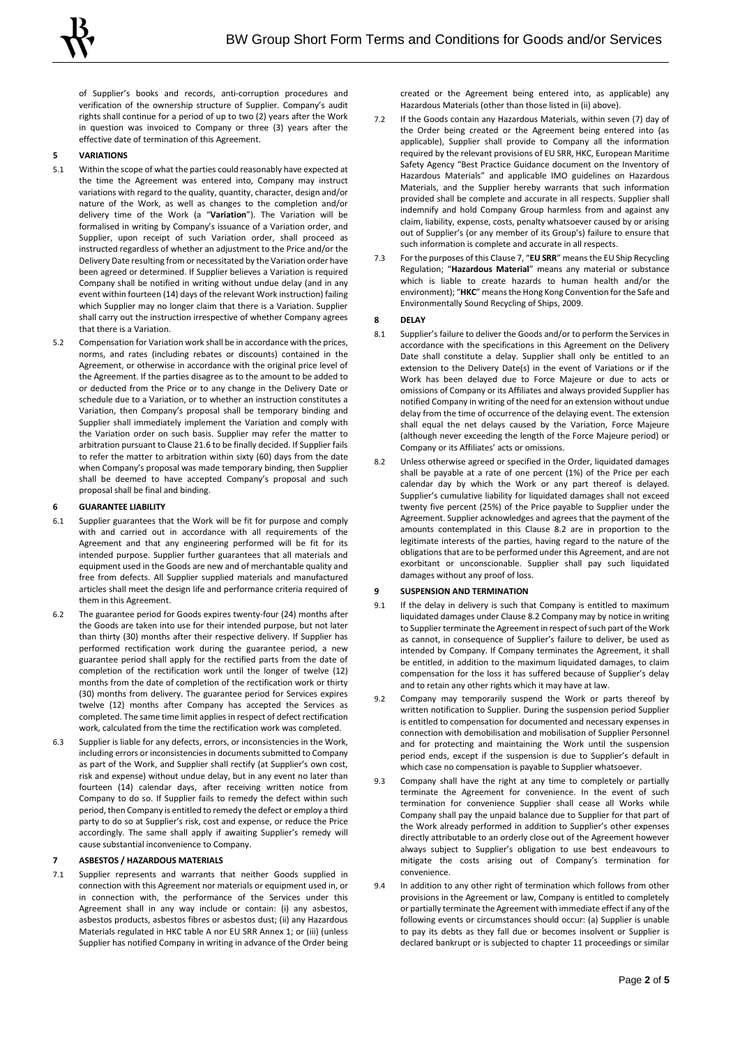of Supplier's books and records, anti-corruption procedures and verification of the ownership structure of Supplier. Company's audit rights shall continue for a period of up to two (2) years after the Work in question was invoiced to Company or three (3) years after the effective date of termination of this Agreement.

## 5 VARIATIONS

5.1 Within the scope of what the parties could reasonably have expected at the time the Agreement was entered into, Company may instruct variations with regard to the quality, quantity, character, design and/or nature of the Work, as well as changes to the completion and/or delivery time of the Work (a "**Variation**"). The Variation will be formalised in writing by Company's issuance of a Variation order, and Supplier, upon receipt of such Variation order, shall proceed as instructed regardless of whether an adjustment to the Price and/or the Delivery Date resulting from or necessitated by the Variation order have been agreed or determined. If Supplier believes a Variation is required Company shall be notified in writing without undue delay (and in any event within fourteen (14) days of the relevant Work instruction) failing which Supplier may no longer claim that there is a Variation. Supplier shall carry out the instruction irrespective of whether Company agrees that there is a Variation.

5.2 Compensation for Variation work shall be in accordance with the prices, norms, and rates (including rebates or discounts) contained in the Agreement, or otherwise in accordance with the original price level of the Agreement. If the parties disagree as to the amount to be added to or deducted from the Price or to any change in the Delivery Date or schedule due to a Variation, or to whether an instruction constitutes a Variation, then Company's proposal shall be temporary binding and Supplier shall immediately implement the Variation and comply with the Variation order on such basis. Supplier may refer the matter to arbitration pursuant to Clause 21.6 to be finally decided. If Supplier fails to refer the matter to arbitration within sixty (60) days from the date when Company's proposal was made temporary binding, then Supplier shall be deemed to have accepted Company's proposal and such proposal shall be final and binding.

## 6 GUARANTEE LIABILITY

6.1 Supplier guarantees that the Work will be fit for purpose and comply with and carried out in accordance with all requirements of the Agreement and that any engineering performed will be fit for its intended purpose. Supplier further guarantees that all materials and equipment used in the Goods are new and of merchantable quality and free from defects. All Supplier supplied materials and manufactured articles shall meet the design life and performance criteria required of them in this Agreement.

6.2 The guarantee period for Goods expires twenty-four (24) months after the Goods are taken into use for their intended purpose, but not later than thirty (30) months after their respective delivery. If Supplier has performed rectification work during the guarantee period, a new guarantee period shall apply for the rectified parts from the date of completion of the rectification work until the longer of twelve (12) months from the date of completion of the rectification work or thirty (30) months from delivery. The guarantee period for Services expires twelve (12) months after Company has accepted the Services as completed. The same time limit applies in respect of defect rectification work, calculated from the time the rectification work was completed.

6.3 Supplier is liable for any defects, errors, or inconsistencies in the Work, including errors or inconsistencies in documents submitted to Company as part of the Work, and Supplier shall rectify (at Supplier's own cost, risk and expense) without undue delay, but in any event no later than fourteen (14) calendar days, after receiving written notice from Company to do so. If Supplier fails to remedy the defect within such period, then Company is entitled to remedy the defect or employ a third party to do so at Supplier's risk, cost and expense, or reduce the Price accordingly. The same shall apply if awaiting Supplier's remedy will cause substantial inconvenience to Company.

## 7 ASBESTOS / HAZARDOUS MATERIALS

7.1 Supplier represents and warrants that neither Goods supplied in connection with this Agreement nor materials or equipment used in, or in connection with, the performance of the Services under this Agreement shall in any way include or contain: (i) any asbestos, asbestos products, asbestos fibres or asbestos dust; (ii) any Hazardous Materials regulated in HKC table A nor EU SRR Annex 1; or (iii) (unless Supplier has notified Company in writing in advance of the Order being created or the Agreement being entered into, as applicable) any Hazardous Materials (other than those listed in (ii) above).

7.2 If the Goods contain any Hazardous Materials, within seven (7) day of the Order being created or the Agreement being entered into (as applicable), Supplier shall provide to Company all the information required by the relevant provisions of EU SRR, HKC, European Maritime Safety Agency "Best Practice Guidance document on the Inventory of Hazardous Materials" and applicable IMO guidelines on Hazardous Materials, and the Supplier hereby warrants that such information provided shall be complete and accurate in all respects. Supplier shall indemnify and hold Company Group harmless from and against any claim, liability, expense, costs, penalty whatsoever caused by or arising out of Supplier's (or any member of its Group's) failure to ensure that such information is complete and accurate in all respects.

7.3 For the purposes of this Clause 7, "**EU SRR**" means the EU Ship Recycling Regulation; "**Hazardous Material**" means any material or substance which is liable to create hazards to human health and/or the environment); "**HKC**" means the Hong Kong Convention for the Safe and Environmentally Sound Recycling of Ships, 2009.

## 8 DELAY

8.1 Supplier's failure to deliver the Goods and/or to perform the Services in accordance with the specifications in this Agreement on the Delivery Date shall constitute a delay. Supplier shall only be entitled to an extension to the Delivery Date(s) in the event of Variations or if the Work has been delayed due to Force Majeure or due to acts or omissions of Company or its Affiliates and always provided Supplier has notified Company in writing of the need for an extension without undue delay from the time of occurrence of the delaying event. The extension shall equal the net delays caused by the Variation, Force Majeure (although never exceeding the length of the Force Majeure period) or Company or its Affiliates' acts or omissions.

8.2 Unless otherwise agreed or specified in the Order, liquidated damages shall be payable at a rate of one percent (1%) of the Price per each calendar day by which the Work or any part thereof is delayed. Supplier's cumulative liability for liquidated damages shall not exceed twenty five percent (25%) of the Price payable to Supplier under the Agreement. Supplier acknowledges and agrees that the payment of the amounts contemplated in this Clause 8.2 are in proportion to the legitimate interests of the parties, having regard to the nature of the obligations that are to be performed under this Agreement, and are not exorbitant or unconscionable. Supplier shall pay such liquidated damages without any proof of loss.

## 9 SUSPENSION AND TERMINATION

9.1 If the delay in delivery is such that Company is entitled to maximum liquidated damages under Clause 8.2 Company may by notice in writing to Supplier terminate the Agreement in respect of such part of the Work as cannot, in consequence of Supplier's failure to deliver, be used as intended by Company. If Company terminates the Agreement, it shall be entitled, in addition to the maximum liquidated damages, to claim compensation for the loss it has suffered because of Supplier's delay and to retain any other rights which it may have at law.

9.2 Company may temporarily suspend the Work or parts thereof by written notification to Supplier. During the suspension period Supplier is entitled to compensation for documented and necessary expenses in connection with demobilisation and mobilisation of Supplier Personnel and for protecting and maintaining the Work until the suspension period ends, except if the suspension is due to Supplier's default in which case no compensation is payable to Supplier whatsoever.

9.3 Company shall have the right at any time to completely or partially terminate the Agreement for convenience. In the event of such termination for convenience Supplier shall cease all Works while Company shall pay the unpaid balance due to Supplier for that part of the Work already performed in addition to Supplier's other expenses directly attributable to an orderly close out of the Agreement however always subject to Supplier's obligation to use best endeavours to mitigate the costs arising out of Company's termination for convenience.

9.4 In addition to any other right of termination which follows from other provisions in the Agreement or law, Company is entitled to completely or partially terminate the Agreement with immediate effect if any of the following events or circumstances should occur: (a) Supplier is unable to pay its debts as they fall due or becomes insolvent or Supplier is declared bankrupt or is subjected to chapter 11 proceedings or similar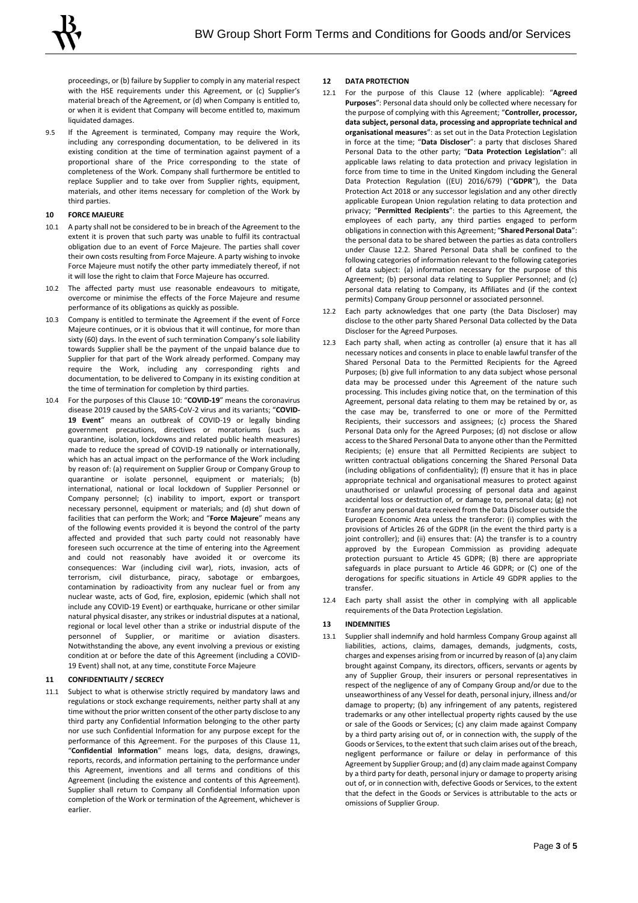proceedings, or (b) failure by Supplier to comply in any material respect with the HSE requirements under this Agreement, or (c) Supplier's material breach of the Agreement, or (d) when Company is entitled to, or when it is evident that Company will become entitled to, maximum liquidated damages.

9.5 If the Agreement is terminated, Company may require the Work, including any corresponding documentation, to be delivered in its existing condition at the time of termination against payment of a proportional share of the Price corresponding to the state of completeness of the Work. Company shall furthermore be entitled to replace Supplier and to take over from Supplier rights, equipment, materials, and other items necessary for completion of the Work by third parties.

## 10 FORCE MAJEURE

10.1 A party shall not be considered to be in breach of the Agreement to the extent it is proven that such party was unable to fulfil its contractual obligation due to an event of Force Majeure. The parties shall cover their own costs resulting from Force Majeure. A party wishing to invoke Force Majeure must notify the other party immediately thereof, if not it will lose the right to claim that Force Majeure has occurred.

10.2 The affected party must use reasonable endeavours to mitigate, overcome or minimise the effects of the Force Majeure and resume performance of its obligations as quickly as possible.

10.3 Company is entitled to terminate the Agreement if the event of Force Majeure continues, or it is obvious that it will continue, for more than sixty (60) days. In the event of such termination Company's sole liability towards Supplier shall be the payment of the unpaid balance due to Supplier for that part of the Work already performed. Company may require the Work, including any corresponding rights and documentation, to be delivered to Company in its existing condition at the time of termination for completion by third parties.

10.4 For the purposes of this Clause 10: "**COVID-19**" means the coronavirus disease 2019 caused by the SARS-CoV-2 virus and its variants; "**COVID-19 Event**" means an outbreak of COVID-19 or legally binding government precautions, directives or moratoriums (such as quarantine, isolation, lockdowns and related public health measures) made to reduce the spread of COVID-19 nationally or internationally, which has an actual impact on the performance of the Work including by reason of: (a) requirement on Supplier Group or Company Group to quarantine or isolate personnel, equipment or materials; (b) international, national or local lockdown of Supplier Personnel or Company personnel; (c) inability to import, export or transport necessary personnel, equipment or materials; and (d) shut down of facilities that can perform the Work; and "**Force Majeure**" means any of the following events provided it is beyond the control of the party affected and provided that such party could not reasonably have foreseen such occurrence at the time of entering into the Agreement and could not reasonably have avoided it or overcome its consequences: War (including civil war), riots, invasion, acts of terrorism, civil disturbance, piracy, sabotage or embargoes, contamination by radioactivity from any nuclear fuel or from any nuclear waste, acts of God, fire, explosion, epidemic (which shall not include any COVID-19 Event) or earthquake, hurricane or other similar natural physical disaster, any strikes or industrial disputes at a national, regional or local level other than a strike or industrial dispute of the personnel of Supplier, or maritime or aviation disasters. Notwithstanding the above, any event involving a previous or existing condition at or before the date of this Agreement (including a COVID-19 Event) shall not, at any time, constitute Force Majeure

## 11 CONFIDENTIALITY / SECRECY

11.1 Subject to what is otherwise strictly required by mandatory laws and regulations or stock exchange requirements, neither party shall at any time without the prior written consent of the other party disclose to any third party any Confidential Information belonging to the other party nor use such Confidential Information for any purpose except for the performance of this Agreement. For the purposes of this Clause 11, "**Confidential Information**" means logs, data, designs, drawings, reports, records, and information pertaining to the performance under this Agreement, inventions and all terms and conditions of this Agreement (including the existence and contents of this Agreement). Supplier shall return to Company all Confidential Information upon completion of the Work or termination of the Agreement, whichever is earlier.

## 12 DATA PROTECTION

12.1 For the purpose of this Clause 12 (where applicable): "**Agreed Purposes**": Personal data should only be collected where necessary for the purpose of complying with this Agreement; "**Controller, processor, data subject, personal data, processing and appropriate technical and organisational measures**": as set out in the Data Protection Legislation in force at the time; "**Data Discloser**": a party that discloses Shared Personal Data to the other party; "**Data Protection Legislation**": all applicable laws relating to data protection and privacy legislation in force from time to time in the United Kingdom including the General Data Protection Regulation ((EU) 2016/679) ("**GDPR**"), the Data Protection Act 2018 or any successor legislation and any other directly applicable European Union regulation relating to data protection and privacy; "**Permitted Recipients**": the parties to this Agreement, the employees of each party, any third parties engaged to perform obligations in connection with this Agreement; "**Shared Personal Data**": the personal data to be shared between the parties as data controllers under Clause 12.2. Shared Personal Data shall be confined to the following categories of information relevant to the following categories of data subject: (a) information necessary for the purpose of this Agreement; (b) personal data relating to Supplier Personnel; and (c) personal data relating to Company, its Affiliates and (if the context permits) Company Group personnel or associated personnel.

12.2 Each party acknowledges that one party (the Data Discloser) may disclose to the other party Shared Personal Data collected by the Data Discloser for the Agreed Purposes.

12.3 Each party shall, when acting as controller (a) ensure that it has all necessary notices and consents in place to enable lawful transfer of the Shared Personal Data to the Permitted Recipients for the Agreed Purposes; (b) give full information to any data subject whose personal data may be processed under this Agreement of the nature such processing. This includes giving notice that, on the termination of this Agreement, personal data relating to them may be retained by or, as the case may be, transferred to one or more of the Permitted Recipients, their successors and assignees; (c) process the Shared Personal Data only for the Agreed Purposes; (d) not disclose or allow access to the Shared Personal Data to anyone other than the Permitted Recipients; (e) ensure that all Permitted Recipients are subject to written contractual obligations concerning the Shared Personal Data (including obligations of confidentiality); (f) ensure that it has in place appropriate technical and organisational measures to protect against unauthorised or unlawful processing of personal data and against accidental loss or destruction of, or damage to, personal data; (g) not transfer any personal data received from the Data Discloser outside the European Economic Area unless the transferor: (i) complies with the provisions of Articles 26 of the GDPR (in the event the third party is a joint controller); and (ii) ensures that: (A) the transfer is to a country approved by the European Commission as providing adequate protection pursuant to Article 45 GDPR; (B) there are appropriate safeguards in place pursuant to Article 46 GDPR; or (C) one of the derogations for specific situations in Article 49 GDPR applies to the transfer.

12.4 Each party shall assist the other in complying with all applicable requirements of the Data Protection Legislation.

## 13 INDEMNITIES

13.1 Supplier shall indemnify and hold harmless Company Group against all liabilities, actions, claims, damages, demands, judgments, costs, charges and expenses arising from or incurred by reason of (a) any claim brought against Company, its directors, officers, servants or agents by any of Supplier Group, their insurers or personal representatives in respect of the negligence of any of Company Group and/or due to the unseaworthiness of any Vessel for death, personal injury, illness and/or damage to property; (b) any infringement of any patents, registered trademarks or any other intellectual property rights caused by the use or sale of the Goods or Services; (c) any claim made against Company by a third party arising out of, or in connection with, the supply of the Goods or Services, to the extent that such claim arises out of the breach, negligent performance or failure or delay in performance of this Agreement by Supplier Group; and (d) any claim made against Company by a third party for death, personal injury or damage to property arising out of, or in connection with, defective Goods or Services, to the extent that the defect in the Goods or Services is attributable to the acts or omissions of Supplier Group.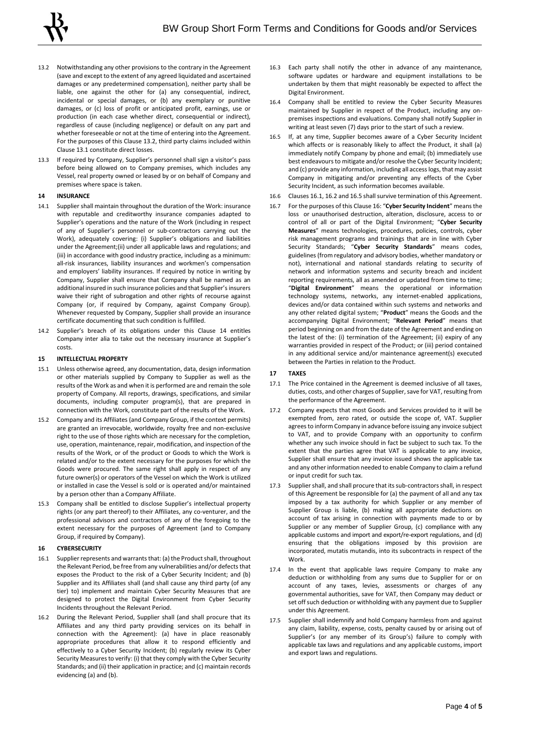13.2 Notwithstanding any other provisions to the contrary in the Agreement (save and except to the extent of any agreed liquidated and ascertained damages or any predetermined compensation), neither party shall be liable, one against the other for (a) any consequential, indirect, incidental or special damages, or (b) any exemplary or punitive damages, or (c) loss of profit or anticipated profit, earnings, use or production (in each case whether direct, consequential or indirect), regardless of cause (including negligence) or default on any part and whether foreseeable or not at the time of entering into the Agreement. For the purposes of this Clause 13.2, third party claims included within Clause 13.1 constitute direct losses.

13.3 If required by Company, Supplier's personnel shall sign a visitor's pass before being allowed on to Company premises, which includes any Vessel, real property owned or leased by or on behalf of Company and premises where space is taken.

## 14 INSURANCE

14.1 Supplier shall maintain throughout the duration of the Work: insurance with reputable and creditworthy insurance companies adapted to Supplier's operations and the nature of the Work (including in respect of any of Supplier's personnel or sub-contractors carrying out the Work), adequately covering: (i) Supplier's obligations and liabilities under the Agreement;(ii) under all applicable laws and regulations; and (iii) in accordance with good industry practice, including as a minimum: all-risk insurances, liability insurances and workmen's compensation and employers' liability insurances. If required by notice in writing by Company, Supplier shall ensure that Company shall be named as an additional insured in such insurance policies and that Supplier's insurers waive their right of subrogation and other rights of recourse against Company (or, if required by Company, against Company Group). Whenever requested by Company, Supplier shall provide an insurance certificate documenting that such condition is fulfilled.

14.2 Supplier's breach of its obligations under this Clause 14 entitles Company inter alia to take out the necessary insurance at Supplier's costs.

## 15 INTELLECTUAL PROPERTY

15.1 Unless otherwise agreed, any documentation, data, design information or other materials supplied by Company to Supplier as well as the results of the Work as and when it is performed are and remain the sole property of Company. All reports, drawings, specifications, and similar documents, including computer program(s), that are prepared in connection with the Work, constitute part of the results of the Work.

15.2 Company and its Affiliates (and Company Group, if the context permits) are granted an irrevocable, worldwide, royalty free and non-exclusive right to the use of those rights which are necessary for the completion, use, operation, maintenance, repair, modification, and inspection of the results of the Work, or of the product or Goods to which the Work is related and/or to the extent necessary for the purposes for which the Goods were procured. The same right shall apply in respect of any future owner(s) or operators of the Vessel on which the Work is utilized or installed in case the Vessel is sold or is operated and/or maintained by a person other than a Company Affiliate.

15.3 Company shall be entitled to disclose Supplier's intellectual property rights (or any part thereof) to their Affiliates, any co-venturer, and the professional advisors and contractors of any of the foregoing to the extent necessary for the purposes of Agreement (and to Company Group, if required by Company).

## 16 CYBERSECURITY

16.1 Supplier represents and warrants that: (a) the Product shall, throughout the Relevant Period, be free from any vulnerabilities and/or defects that exposes the Product to the risk of a Cyber Security Incident; and (b) Supplier and its Affiliates shall (and shall cause any third party (of any tier) to) implement and maintain Cyber Security Measures that are designed to protect the Digital Environment from Cyber Security Incidents throughout the Relevant Period.

16.2 During the Relevant Period, Supplier shall (and shall procure that its Affiliates and any third party providing services on its behalf in connection with the Agreement): (a) have in place reasonably appropriate procedures that allow it to respond efficiently and effectively to a Cyber Security Incident; (b) regularly review its Cyber Security Measures to verify: (i) that they comply with the Cyber Security Standards; and (ii) their application in practice; and (c) maintain records evidencing (a) and (b).

16.3 Each party shall notify the other in advance of any maintenance, software updates or hardware and equipment installations to be undertaken by them that might reasonably be expected to affect the Digital Environment.

16.4 Company shall be entitled to review the Cyber Security Measures maintained by Supplier in respect of the Product, including any on-premises inspections and evaluations. Company shall notify Supplier in writing at least seven (7) days prior to the start of such a review.

16.5 If, at any time, Supplier becomes aware of a Cyber Security Incident which affects or is reasonably likely to affect the Product, it shall (a) immediately notify Company by phone and email; (b) immediately use best endeavours to mitigate and/or resolve the Cyber Security Incident; and (c) provide any information, including all access logs, that may assist Company in mitigating and/or preventing any effects of the Cyber Security Incident, as such information becomes available.

16.6 Clauses 16.1, 16.2 and 16.5 shall survive termination of this Agreement.

16.7 For the purposes of this Clause 16: "**Cyber Security Incident**" means the loss or unauthorised destruction, alteration, disclosure, access to or control of all or part of the Digital Environment; "**Cyber Security Measures**" means technologies, procedures, policies, controls, cyber risk management programs and trainings that are in line with Cyber Security Standards; "**Cyber Security Standards**" means codes, guidelines (from regulatory and advisory bodies, whether mandatory or not), international and national standards relating to security of network and information systems and security breach and incident reporting requirements, all as amended or updated from time to time; "**Digital Environment**" means the operational or information technology systems, networks, any internet-enabled applications, devices and/or data contained within such systems and networks and any other related digital system; "**Product**" means the Goods and the accompanying Digital Environment; "**Relevant Period**" means that period beginning on and from the date of the Agreement and ending on the latest of the: (i) termination of the Agreement; (ii) expiry of any warranties provided in respect of the Product; or (iii) period contained in any additional service and/or maintenance agreement(s) executed between the Parties in relation to the Product.

## 17 TAXES

17.1 The Price contained in the Agreement is deemed inclusive of all taxes, duties, costs, and other charges of Supplier, save for VAT, resulting from the performance of the Agreement.

17.2 Company expects that most Goods and Services provided to it will be exempted from, zero rated, or outside the scope of, VAT. Supplier agrees to inform Company in advance before issuing any invoice subject to VAT, and to provide Company with an opportunity to confirm whether any such invoice should in fact be subject to such tax. To the extent that the parties agree that VAT is applicable to any invoice, Supplier shall ensure that any invoice issued shows the applicable tax and any other information needed to enable Company to claim a refund or input credit for such tax.

17.3 Supplier shall, and shall procure that its sub-contractors shall, in respect of this Agreement be responsible for (a) the payment of all and any tax imposed by a tax authority for which Supplier or any member of Supplier Group is liable, (b) making all appropriate deductions on account of tax arising in connection with payments made to or by Supplier or any member of Supplier Group, (c) compliance with any applicable customs and import and export/re-export regulations, and (d) ensuring that the obligations imposed by this provision are incorporated, mutatis mutandis, into its subcontracts in respect of the Work.

17.4 In the event that applicable laws require Company to make any deduction or withholding from any sums due to Supplier for or on account of any taxes, levies, assessments or charges of any governmental authorities, save for VAT, then Company may deduct or set off such deduction or withholding with any payment due to Supplier under this Agreement.

17.5 Supplier shall indemnify and hold Company harmless from and against any claim, liability, expense, costs, penalty caused by or arising out of Supplier's (or any member of its Group's) failure to comply with applicable tax laws and regulations and any applicable customs, import and export laws and regulations.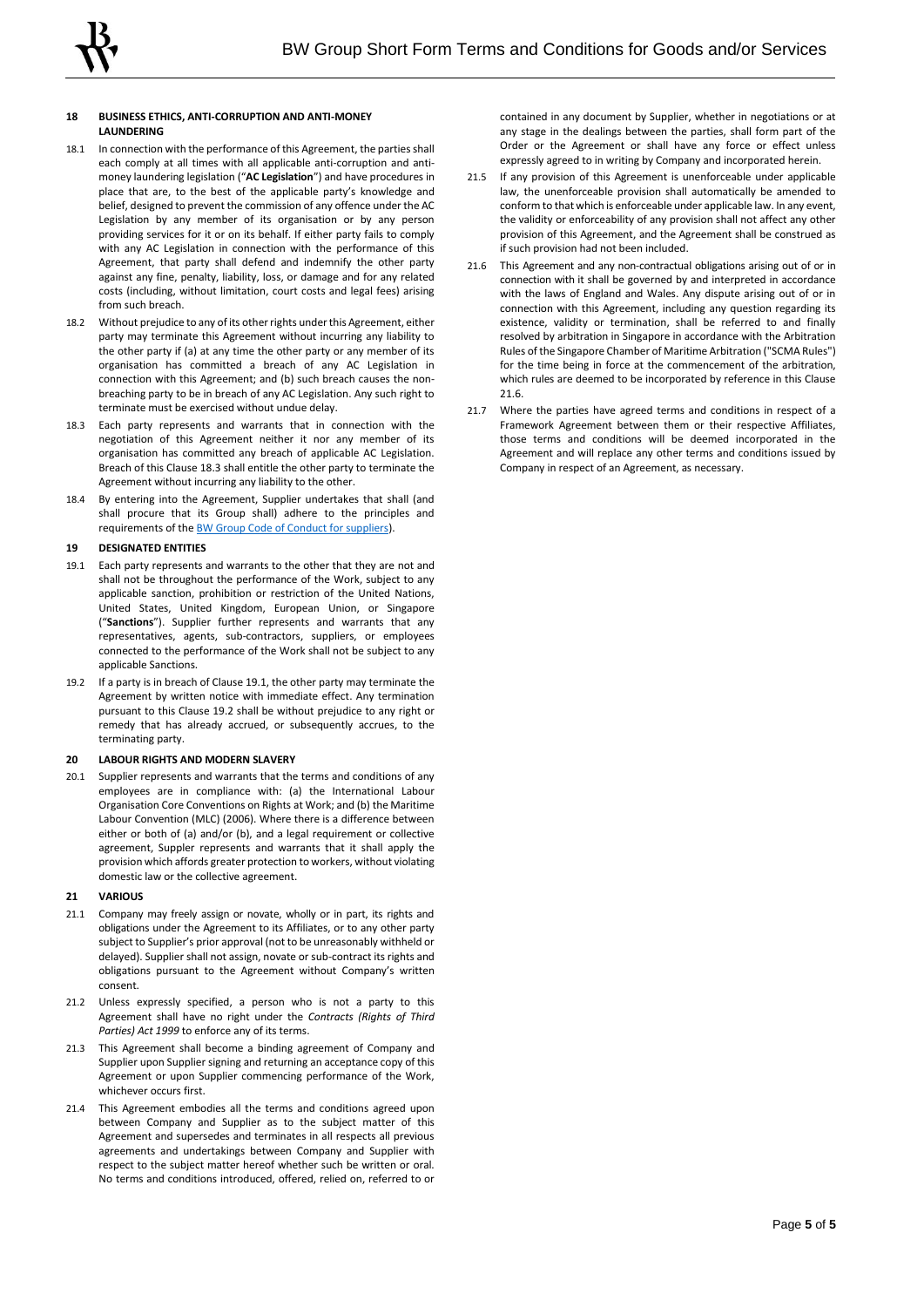## 18 BUSINESS ETHICS, ANTI-CORRUPTION AND ANTI-MONEY LAUNDERING

18.1 In connection with the performance of this Agreement, the parties shall each comply at all times with all applicable anti-corruption and anti-money laundering legislation ("**AC Legislation**") and have procedures in place that are, to the best of the applicable party's knowledge and belief, designed to prevent the commission of any offence under the AC Legislation by any member of its organisation or by any person providing services for it or on its behalf. If either party fails to comply with any AC Legislation in connection with the performance of this Agreement, that party shall defend and indemnify the other party against any fine, penalty, liability, loss, or damage and for any related costs (including, without limitation, court costs and legal fees) arising from such breach.

18.2 Without prejudice to any of its other rights under this Agreement, either party may terminate this Agreement without incurring any liability to the other party if (a) at any time the other party or any member of its organisation has committed a breach of any AC Legislation in connection with this Agreement; and (b) such breach causes the non-breaching party to be in breach of any AC Legislation. Any such right to terminate must be exercised without undue delay.

18.3 Each party represents and warrants that in connection with the negotiation of this Agreement neither it nor any member of its organisation has committed any breach of applicable AC Legislation. Breach of this Clause 18.3 shall entitle the other party to terminate the Agreement without incurring any liability to the other.

18.4 By entering into the Agreement, Supplier undertakes that shall (and shall procure that its Group shall) adhere to the principles and requirements of the BW Group Code of Conduct for suppliers).

## 19 DESIGNATED ENTITIES

19.1 Each party represents and warrants to the other that they are not and shall not be throughout the performance of the Work, subject to any applicable sanction, prohibition or restriction of the United Nations, United States, United Kingdom, European Union, or Singapore ("**Sanctions**"). Supplier further represents and warrants that any representatives, agents, sub-contractors, suppliers, or employees connected to the performance of the Work shall not be subject to any applicable Sanctions.

19.2 If a party is in breach of Clause 19.1, the other party may terminate the Agreement by written notice with immediate effect. Any termination pursuant to this Clause 19.2 shall be without prejudice to any right or remedy that has already accrued, or subsequently accrues, to the terminating party.

## 20 LABOUR RIGHTS AND MODERN SLAVERY

20.1 Supplier represents and warrants that the terms and conditions of any employees are in compliance with: (a) the International Labour Organisation Core Conventions on Rights at Work; and (b) the Maritime Labour Convention (MLC) (2006). Where there is a difference between either or both of (a) and/or (b), and a legal requirement or collective agreement, Suppler represents and warrants that it shall apply the provision which affords greater protection to workers, without violating domestic law or the collective agreement.

## 21 VARIOUS

21.1 Company may freely assign or novate, wholly or in part, its rights and obligations under the Agreement to its Affiliates, or to any other party subject to Supplier's prior approval (not to be unreasonably withheld or delayed). Supplier shall not assign, novate or sub-contract its rights and obligations pursuant to the Agreement without Company's written consent.

21.2 Unless expressly specified, a person who is not a party to this Agreement shall have no right under the *Contracts (Rights of Third Parties) Act 1999* to enforce any of its terms.

21.3 This Agreement shall become a binding agreement of Company and Supplier upon Supplier signing and returning an acceptance copy of this Agreement or upon Supplier commencing performance of the Work, whichever occurs first.

21.4 This Agreement embodies all the terms and conditions agreed upon between Company and Supplier as to the subject matter of this Agreement and supersedes and terminates in all respects all previous agreements and undertakings between Company and Supplier with respect to the subject matter hereof whether such be written or oral. No terms and conditions introduced, offered, relied on, referred to or contained in any document by Supplier, whether in negotiations or at any stage in the dealings between the parties, shall form part of the Order or the Agreement or shall have any force or effect unless expressly agreed to in writing by Company and incorporated herein.

21.5 If any provision of this Agreement is unenforceable under applicable law, the unenforceable provision shall automatically be amended to conform to that which is enforceable under applicable law. In any event, the validity or enforceability of any provision shall not affect any other provision of this Agreement, and the Agreement shall be construed as if such provision had not been included.

21.6 This Agreement and any non-contractual obligations arising out of or in connection with it shall be governed by and interpreted in accordance with the laws of England and Wales. Any dispute arising out of or in connection with this Agreement, including any question regarding its existence, validity or termination, shall be referred to and finally resolved by arbitration in Singapore in accordance with the Arbitration Rules of the Singapore Chamber of Maritime Arbitration ("SCMA Rules") for the time being in force at the commencement of the arbitration, which rules are deemed to be incorporated by reference in this Clause 21.6.

21.7 Where the parties have agreed terms and conditions in respect of a Framework Agreement between them or their respective Affiliates, those terms and conditions will be deemed incorporated in the Agreement and will replace any other terms and conditions issued by Company in respect of an Agreement, as necessary.